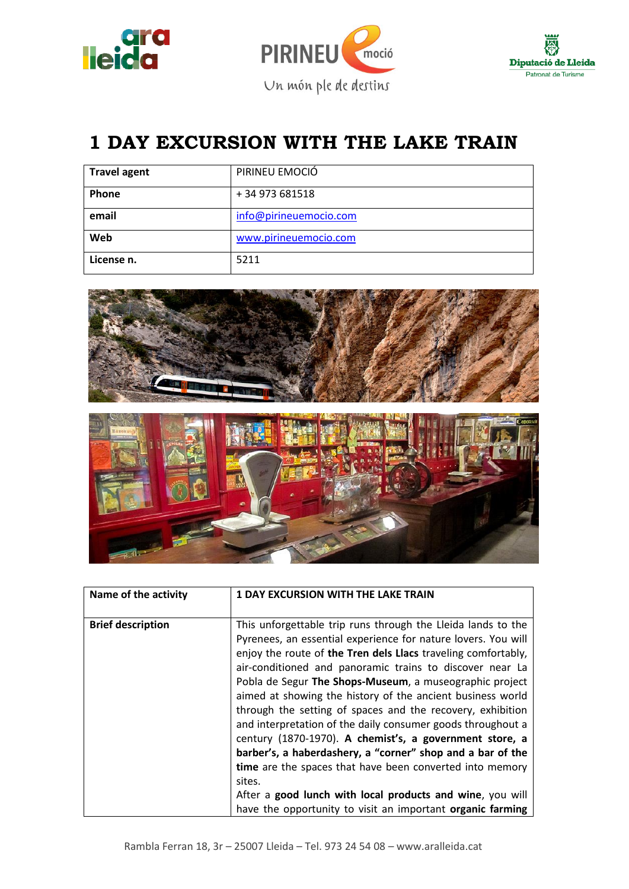# 1 DAY EXCURSION WITH THE LAKE TRAIN

| Travel agent | PIRINEU EMOCIÓ |
|---|---|
| Phone | + 34 973 681518 |
| email | info@pirineuemocio.com |
| Web | www.pirineuemocio.com |
| License n. | 5211 |

| Name of the activity | 1 DAY EXCURSION WITH THE LAKE TRAIN |
|---|---|
| Brief description | This unforgettable trip runs through the Lleida lands to the Pyrenees, an essential experience for nature lovers. You will enjoy the route of **the Tren dels Llacs** traveling comfortably, air-conditioned and panoramic trains to discover near La Pobla de Segur **The Shops-Museum**, a museographic project aimed at showing the history of the ancient business world through the setting of spaces and the recovery, exhibition and interpretation of the daily consumer goods throughout a century (1870-1970). **A chemist's, a government store, a barber's, a haberdashery, a "corner" shop and a bar of the time** are the spaces that have been converted into memory sites.<br>After a **good lunch with local products and wine**, you will have the opportunity to visit an important **organic farming** |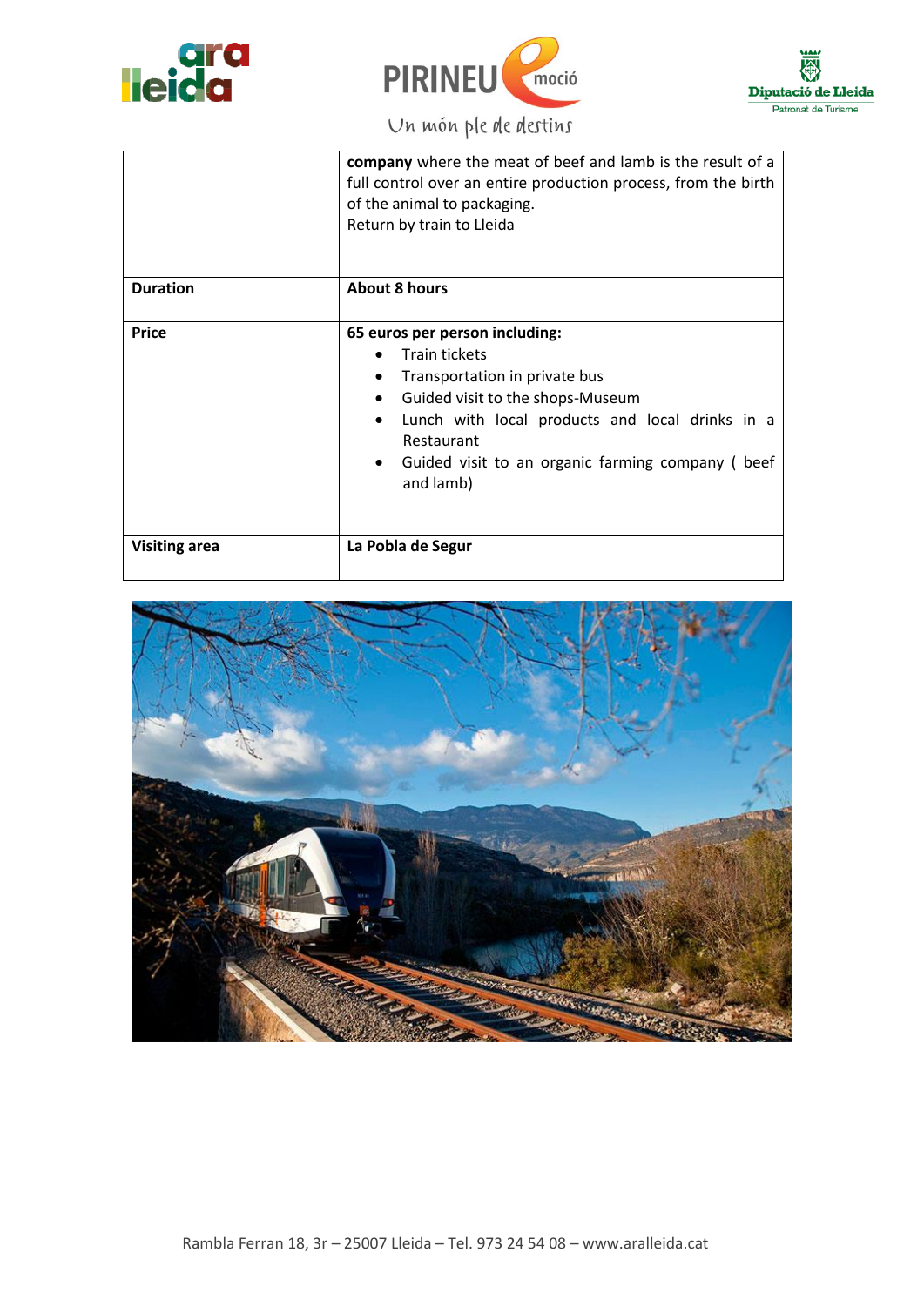| | |
|---|---|
| | **company** where the meat of beef and lamb is the result of a full control over an entire production process, from the birth of the animal to packaging. Return by train to Lleida |
| **Duration** | **About 8 hours** |
| **Price** | **65 euros per person including:** <br>• Train tickets <br>• Transportation in private bus <br>• Guided visit to the shops-Museum <br>• Lunch with local products and local drinks in a Restaurant <br>• Guided visit to an organic farming company ( beef and lamb) |
| **Visiting area** | **La Pobla de Segur** |

Rambla Ferran 18, 3r – 25007 Lleida – Tel. 973 24 54 08 – www.aralleida.cat